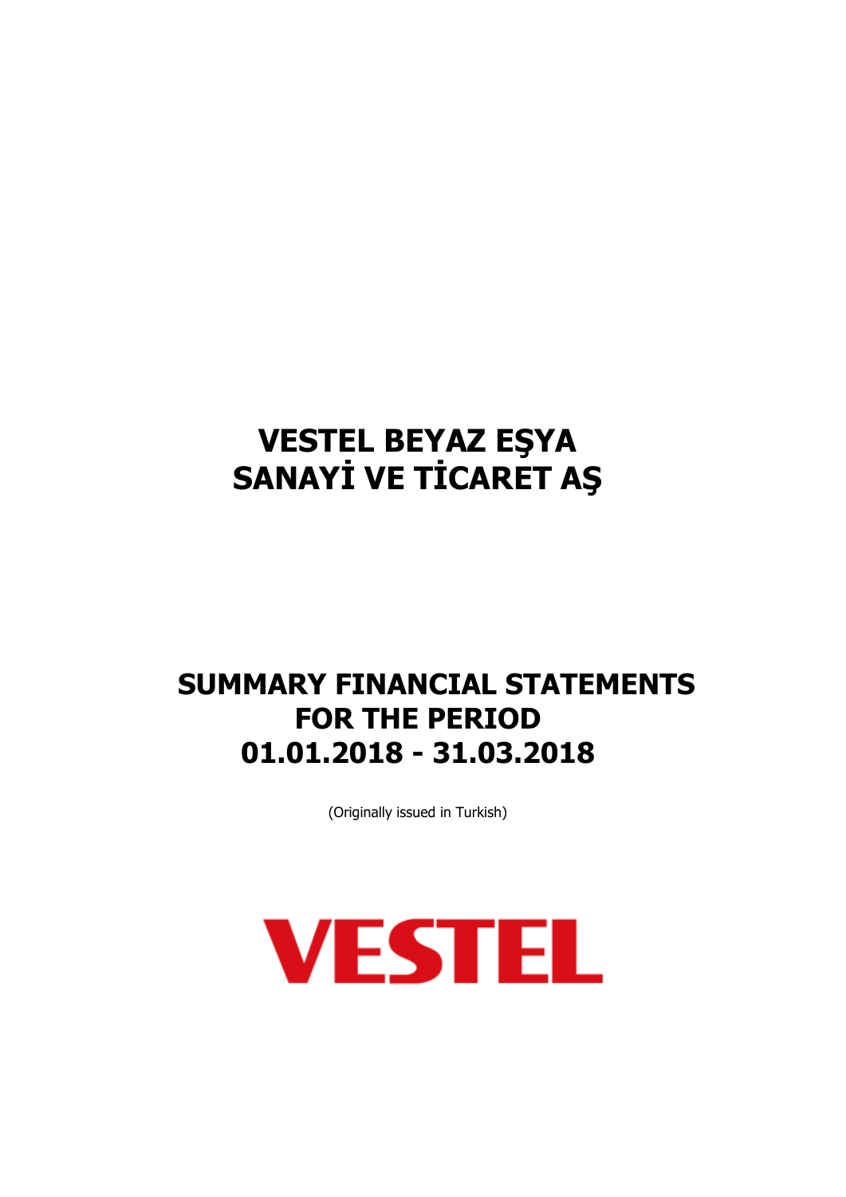# VESTEL BEYAZ EŞYA SANAYİ VE TİCARET AŞ

# SUMMARY FINANCIAL STATEMENTS FOR THE PERIOD 01.01.2018 - 31.03.2018

(Originally issued in Turkish)

VESTEL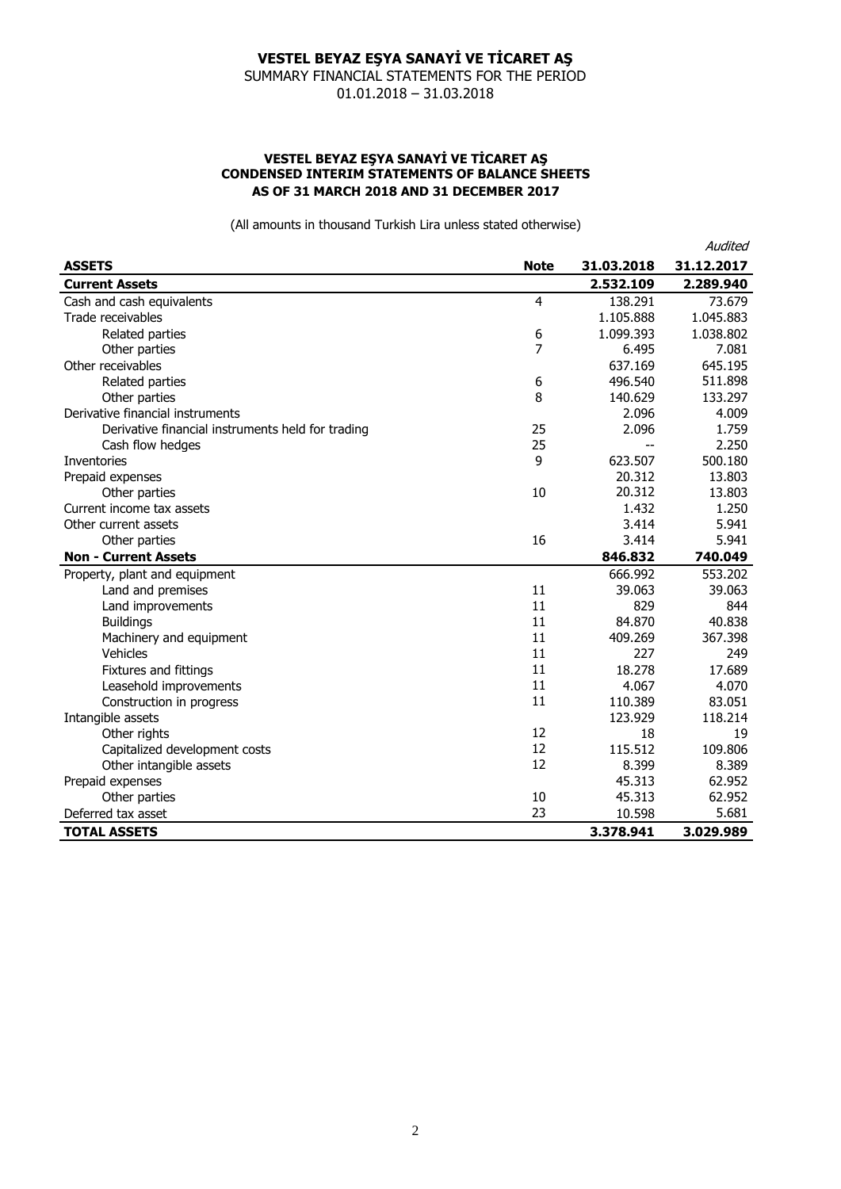# VESTEL BEYAZ EŞYA SANAYİ VE TİCARET AŞ

SUMMARY FINANCIAL STATEMENTS FOR THE PERIOD
01.01.2018 – 31.03.2018

## VESTEL BEYAZ EŞYA SANAYİ VE TİCARET AŞ
## CONDENSED INTERIM STATEMENTS OF BALANCE SHEETS
## AS OF 31 MARCH 2018 AND 31 DECEMBER 2017

(All amounts in thousand Turkish Lira unless stated otherwise)

| | | | *Audited* |
|---|---|---|---|
| **ASSETS** | **Note** | **31.03.2018** | **31.12.2017** |
| **Current Assets** | | **2.532.109** | **2.289.940** |
| Cash and cash equivalents | 4 | 138.291 | 73.679 |
| Trade receivables | | 1.105.888 | 1.045.883 |
| Related parties | 6 | 1.099.393 | 1.038.802 |
| Other parties | 7 | 6.495 | 7.081 |
| Other receivables | | 637.169 | 645.195 |
| Related parties | 6 | 496.540 | 511.898 |
| Other parties | 8 | 140.629 | 133.297 |
| Derivative financial instruments | | 2.096 | 4.009 |
| Derivative financial instruments held for trading | 25 | 2.096 | 1.759 |
| Cash flow hedges | 25 | -- | 2.250 |
| Inventories | 9 | 623.507 | 500.180 |
| Prepaid expenses | | 20.312 | 13.803 |
| Other parties | 10 | 20.312 | 13.803 |
| Current income tax assets | | 1.432 | 1.250 |
| Other current assets | | 3.414 | 5.941 |
| Other parties | 16 | 3.414 | 5.941 |
| **Non - Current Assets** | | **846.832** | **740.049** |
| Property, plant and equipment | | 666.992 | 553.202 |
| Land and premises | 11 | 39.063 | 39.063 |
| Land improvements | 11 | 829 | 844 |
| Buildings | 11 | 84.870 | 40.838 |
| Machinery and equipment | 11 | 409.269 | 367.398 |
| Vehicles | 11 | 227 | 249 |
| Fixtures and fittings | 11 | 18.278 | 17.689 |
| Leasehold improvements | 11 | 4.067 | 4.070 |
| Construction in progress | 11 | 110.389 | 83.051 |
| Intangible assets | | 123.929 | 118.214 |
| Other rights | 12 | 18 | 19 |
| Capitalized development costs | 12 | 115.512 | 109.806 |
| Other intangible assets | 12 | 8.399 | 8.389 |
| Prepaid expenses | | 45.313 | 62.952 |
| Other parties | 10 | 45.313 | 62.952 |
| Deferred tax asset | 23 | 10.598 | 5.681 |
| **TOTAL ASSETS** | | **3.378.941** | **3.029.989** |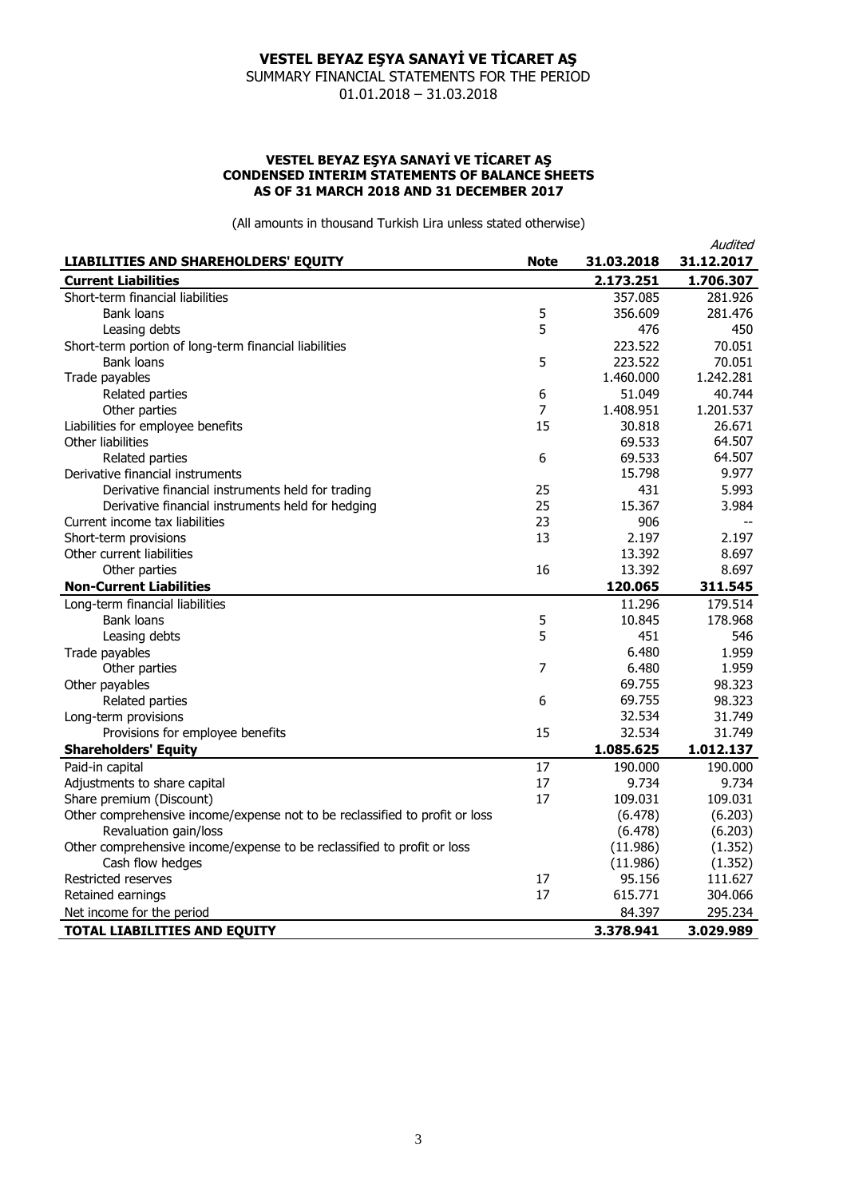# VESTEL BEYAZ EŞYA SANAYİ VE TİCARET AŞ

SUMMARY FINANCIAL STATEMENTS FOR THE PERIOD
01.01.2018 – 31.03.2018

## VESTEL BEYAZ EŞYA SANAYİ VE TİCARET AŞ
## CONDENSED INTERIM STATEMENTS OF BALANCE SHEETS
## AS OF 31 MARCH 2018 AND 31 DECEMBER 2017

(All amounts in thousand Turkish Lira unless stated otherwise)

| LIABILITIES AND SHAREHOLDERS' EQUITY | Note | 31.03.2018 | *Audited* 31.12.2017 |
|---|---|---|---|
| **Current Liabilities** | | **2.173.251** | **1.706.307** |
| Short-term financial liabilities | | 357.085 | 281.926 |
| Bank loans | 5 | 356.609 | 281.476 |
| Leasing debts | 5 | 476 | 450 |
| Short-term portion of long-term financial liabilities | | 223.522 | 70.051 |
| Bank loans | 5 | 223.522 | 70.051 |
| Trade payables | | 1.460.000 | 1.242.281 |
| Related parties | 6 | 51.049 | 40.744 |
| Other parties | 7 | 1.408.951 | 1.201.537 |
| Liabilities for employee benefits | 15 | 30.818 | 26.671 |
| Other liabilities | | 69.533 | 64.507 |
| Related parties | 6 | 69.533 | 64.507 |
| Derivative financial instruments | | 15.798 | 9.977 |
| Derivative financial instruments held for trading | 25 | 431 | 5.993 |
| Derivative financial instruments held for hedging | 25 | 15.367 | 3.984 |
| Current income tax liabilities | 23 | 906 | -- |
| Short-term provisions | 13 | 2.197 | 2.197 |
| Other current liabilities | | 13.392 | 8.697 |
| Other parties | 16 | 13.392 | 8.697 |
| **Non-Current Liabilities** | | **120.065** | **311.545** |
| Long-term financial liabilities | | 11.296 | 179.514 |
| Bank loans | 5 | 10.845 | 178.968 |
| Leasing debts | 5 | 451 | 546 |
| Trade payables | | 6.480 | 1.959 |
| Other parties | 7 | 6.480 | 1.959 |
| Other payables | | 69.755 | 98.323 |
| Related parties | 6 | 69.755 | 98.323 |
| Long-term provisions | | 32.534 | 31.749 |
| Provisions for employee benefits | 15 | 32.534 | 31.749 |
| **Shareholders' Equity** | | **1.085.625** | **1.012.137** |
| Paid-in capital | 17 | 190.000 | 190.000 |
| Adjustments to share capital | 17 | 9.734 | 9.734 |
| Share premium (Discount) | 17 | 109.031 | 109.031 |
| Other comprehensive income/expense not to be reclassified to profit or loss | | (6.478) | (6.203) |
| Revaluation gain/loss | | (6.478) | (6.203) |
| Other comprehensive income/expense to be reclassified to profit or loss | | (11.986) | (1.352) |
| Cash flow hedges | | (11.986) | (1.352) |
| Restricted reserves | 17 | 95.156 | 111.627 |
| Retained earnings | 17 | 615.771 | 304.066 |
| Net income for the period | | 84.397 | 295.234 |
| **TOTAL LIABILITIES AND EQUITY** | | **3.378.941** | **3.029.989** |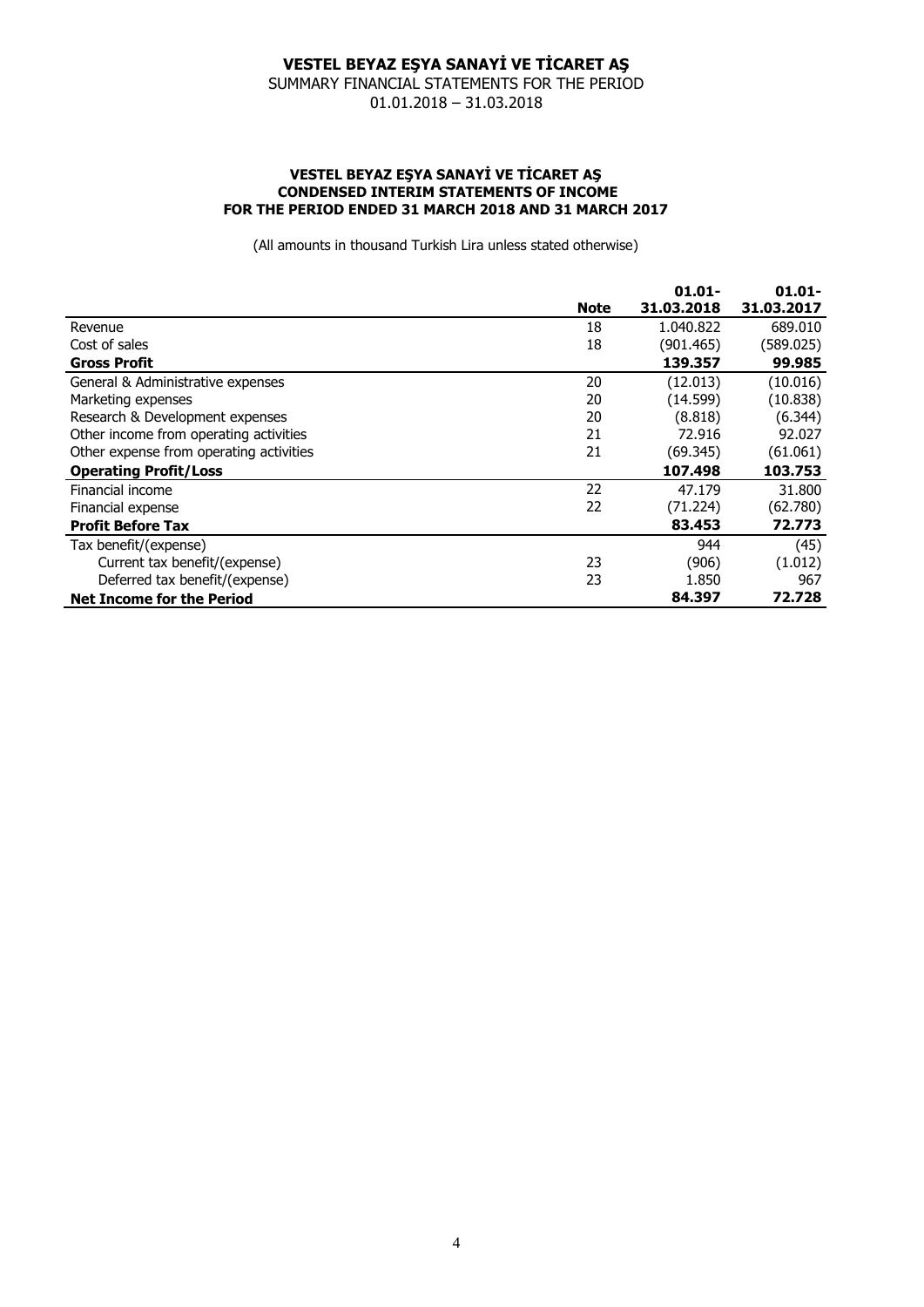# VESTEL BEYAZ EŞYA SANAYİ VE TİCARET AŞ

SUMMARY FINANCIAL STATEMENTS FOR THE PERIOD
01.01.2018 – 31.03.2018

## VESTEL BEYAZ EŞYA SANAYİ VE TİCARET AŞ
## CONDENSED INTERIM STATEMENTS OF INCOME
## FOR THE PERIOD ENDED 31 MARCH 2018 AND 31 MARCH 2017

(All amounts in thousand Turkish Lira unless stated otherwise)

| | Note | 01.01-31.03.2018 | 01.01-31.03.2017 |
|---|---|---|---|
| Revenue | 18 | 1.040.822 | 689.010 |
| Cost of sales | 18 | (901.465) | (589.025) |
| **Gross Profit** | | **139.357** | **99.985** |
| General & Administrative expenses | 20 | (12.013) | (10.016) |
| Marketing expenses | 20 | (14.599) | (10.838) |
| Research & Development expenses | 20 | (8.818) | (6.344) |
| Other income from operating activities | 21 | 72.916 | 92.027 |
| Other expense from operating activities | 21 | (69.345) | (61.061) |
| **Operating Profit/Loss** | | **107.498** | **103.753** |
| Financial income | 22 | 47.179 | 31.800 |
| Financial expense | 22 | (71.224) | (62.780) |
| **Profit Before Tax** | | **83.453** | **72.773** |
| Tax benefit/(expense) | | 944 | (45) |
| Current tax benefit/(expense) | 23 | (906) | (1.012) |
| Deferred tax benefit/(expense) | 23 | 1.850 | 967 |
| **Net Income for the Period** | | **84.397** | **72.728** |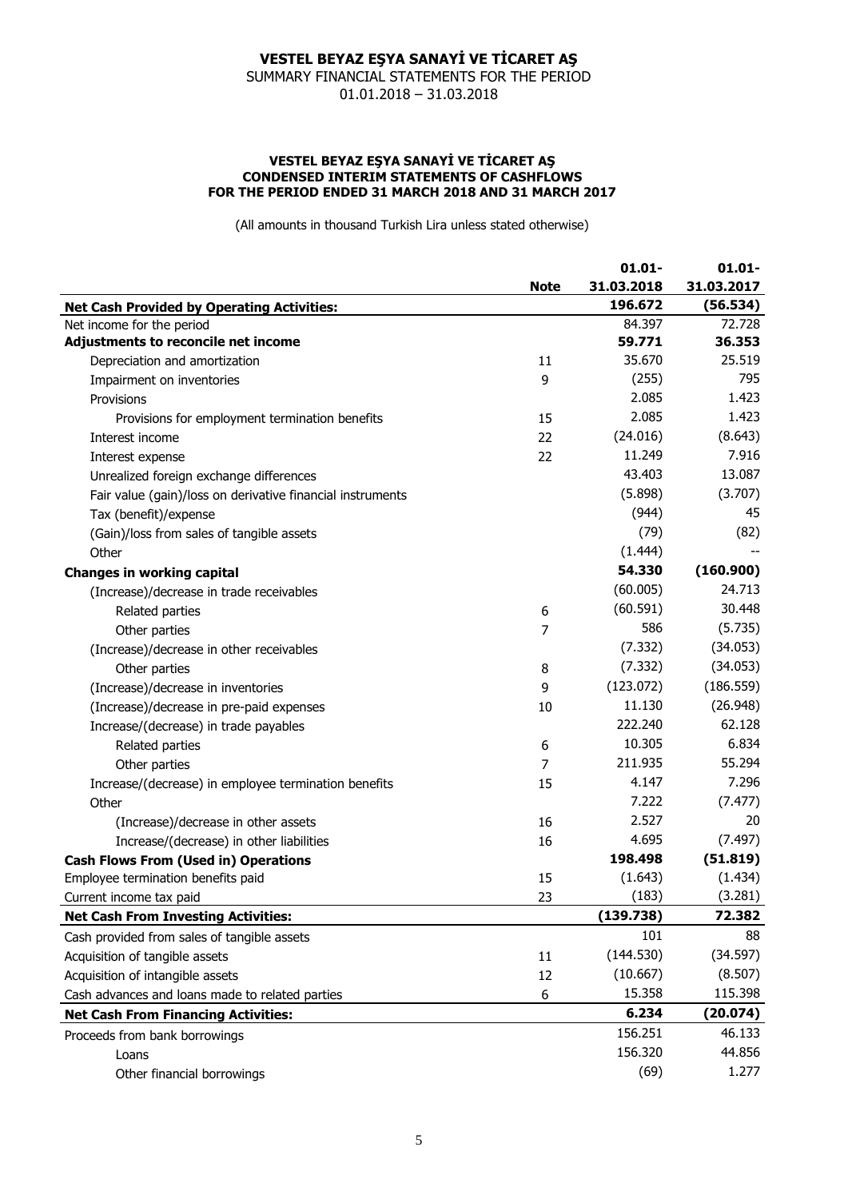# VESTEL BEYAZ EŞYA SANAYİ VE TİCARET AŞ

SUMMARY FINANCIAL STATEMENTS FOR THE PERIOD
01.01.2018 – 31.03.2018

## VESTEL BEYAZ EŞYA SANAYİ VE TİCARET AŞ
## CONDENSED INTERIM STATEMENTS OF CASHFLOWS
## FOR THE PERIOD ENDED 31 MARCH 2018 AND 31 MARCH 2017

(All amounts in thousand Turkish Lira unless stated otherwise)

| | Note | 01.01-31.03.2018 | 01.01-31.03.2017 |
|---|---|---|---|
| **Net Cash Provided by Operating Activities:** | | **196.672** | **(56.534)** |
| Net income for the period | | 84.397 | 72.728 |
| **Adjustments to reconcile net income** | | **59.771** | **36.353** |
| Depreciation and amortization | 11 | 35.670 | 25.519 |
| Impairment on inventories | 9 | (255) | 795 |
| Provisions | | 2.085 | 1.423 |
| Provisions for employment termination benefits | 15 | 2.085 | 1.423 |
| Interest income | 22 | (24.016) | (8.643) |
| Interest expense | 22 | 11.249 | 7.916 |
| Unrealized foreign exchange differences | | 43.403 | 13.087 |
| Fair value (gain)/loss on derivative financial instruments | | (5.898) | (3.707) |
| Tax (benefit)/expense | | (944) | 45 |
| (Gain)/loss from sales of tangible assets | | (79) | (82) |
| Other | | (1.444) | -- |
| **Changes in working capital** | | **54.330** | **(160.900)** |
| (Increase)/decrease in trade receivables | | (60.005) | 24.713 |
| Related parties | 6 | (60.591) | 30.448 |
| Other parties | 7 | 586 | (5.735) |
| (Increase)/decrease in other receivables | | (7.332) | (34.053) |
| Other parties | 8 | (7.332) | (34.053) |
| (Increase)/decrease in inventories | 9 | (123.072) | (186.559) |
| (Increase)/decrease in pre-paid expenses | 10 | 11.130 | (26.948) |
| Increase/(decrease) in trade payables | | 222.240 | 62.128 |
| Related parties | 6 | 10.305 | 6.834 |
| Other parties | 7 | 211.935 | 55.294 |
| Increase/(decrease) in employee termination benefits | 15 | 4.147 | 7.296 |
| Other | | 7.222 | (7.477) |
| (Increase)/decrease in other assets | 16 | 2.527 | 20 |
| Increase/(decrease) in other liabilities | 16 | 4.695 | (7.497) |
| **Cash Flows From (Used in) Operations** | | **198.498** | **(51.819)** |
| Employee termination benefits paid | 15 | (1.643) | (1.434) |
| Current income tax paid | 23 | (183) | (3.281) |
| **Net Cash From Investing Activities:** | | **(139.738)** | **72.382** |
| Cash provided from sales of tangible assets | | 101 | 88 |
| Acquisition of tangible assets | 11 | (144.530) | (34.597) |
| Acquisition of intangible assets | 12 | (10.667) | (8.507) |
| Cash advances and loans made to related parties | 6 | 15.358 | 115.398 |
| **Net Cash From Financing Activities:** | | **6.234** | **(20.074)** |
| Proceeds from bank borrowings | | 156.251 | 46.133 |
| Loans | | 156.320 | 44.856 |
| Other financial borrowings | | (69) | 1.277 |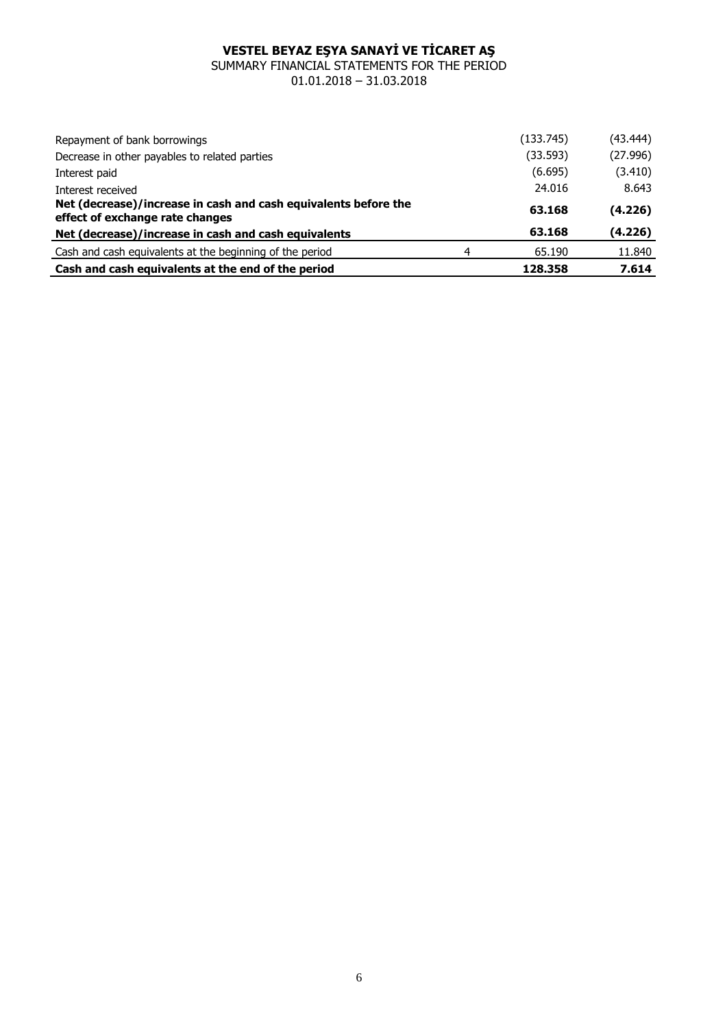**VESTEL BEYAZ EŞYA SANAYİ VE TİCARET AŞ**
SUMMARY FINANCIAL STATEMENTS FOR THE PERIOD
01.01.2018 – 31.03.2018

| | | | |
|---|---|---|---|
| Repayment of bank borrowings | | (133.745) | (43.444) |
| Decrease in other payables to related parties | | (33.593) | (27.996) |
| Interest paid | | (6.695) | (3.410) |
| Interest received | | 24.016 | 8.643 |
| **Net (decrease)/increase in cash and cash equivalents before the effect of exchange rate changes** | | **63.168** | **(4.226)** |
| **Net (decrease)/increase in cash and cash equivalents** | | **63.168** | **(4.226)** |
| Cash and cash equivalents at the beginning of the period | 4 | 65.190 | 11.840 |
| **Cash and cash equivalents at the end of the period** | | **128.358** | **7.614** |